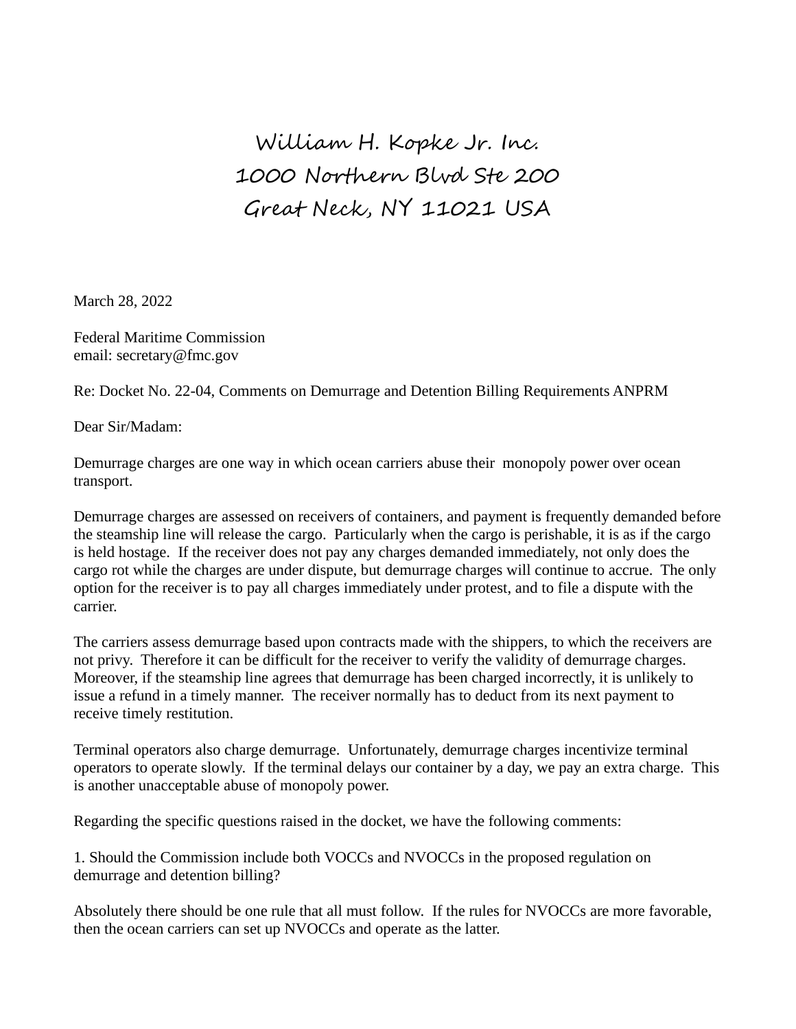William H. Kopke Jr. Inc.
1000 Northern Blvd Ste 200
Great Neck, NY 11021 USA

March 28, 2022

Federal Maritime Commission
email: secretary@fmc.gov

Re: Docket No. 22-04, Comments on Demurrage and Detention Billing Requirements ANPRM

Dear Sir/Madam:

Demurrage charges are one way in which ocean carriers abuse their monopoly power over ocean transport.

Demurrage charges are assessed on receivers of containers, and payment is frequently demanded before the steamship line will release the cargo. Particularly when the cargo is perishable, it is as if the cargo is held hostage. If the receiver does not pay any charges demanded immediately, not only does the cargo rot while the charges are under dispute, but demurrage charges will continue to accrue. The only option for the receiver is to pay all charges immediately under protest, and to file a dispute with the carrier.

The carriers assess demurrage based upon contracts made with the shippers, to which the receivers are not privy. Therefore it can be difficult for the receiver to verify the validity of demurrage charges. Moreover, if the steamship line agrees that demurrage has been charged incorrectly, it is unlikely to issue a refund in a timely manner. The receiver normally has to deduct from its next payment to receive timely restitution.

Terminal operators also charge demurrage. Unfortunately, demurrage charges incentivize terminal operators to operate slowly. If the terminal delays our container by a day, we pay an extra charge. This is another unacceptable abuse of monopoly power.

Regarding the specific questions raised in the docket, we have the following comments:

1. Should the Commission include both VOCCs and NVOCCs in the proposed regulation on demurrage and detention billing?

Absolutely there should be one rule that all must follow. If the rules for NVOCCs are more favorable, then the ocean carriers can set up NVOCCs and operate as the latter.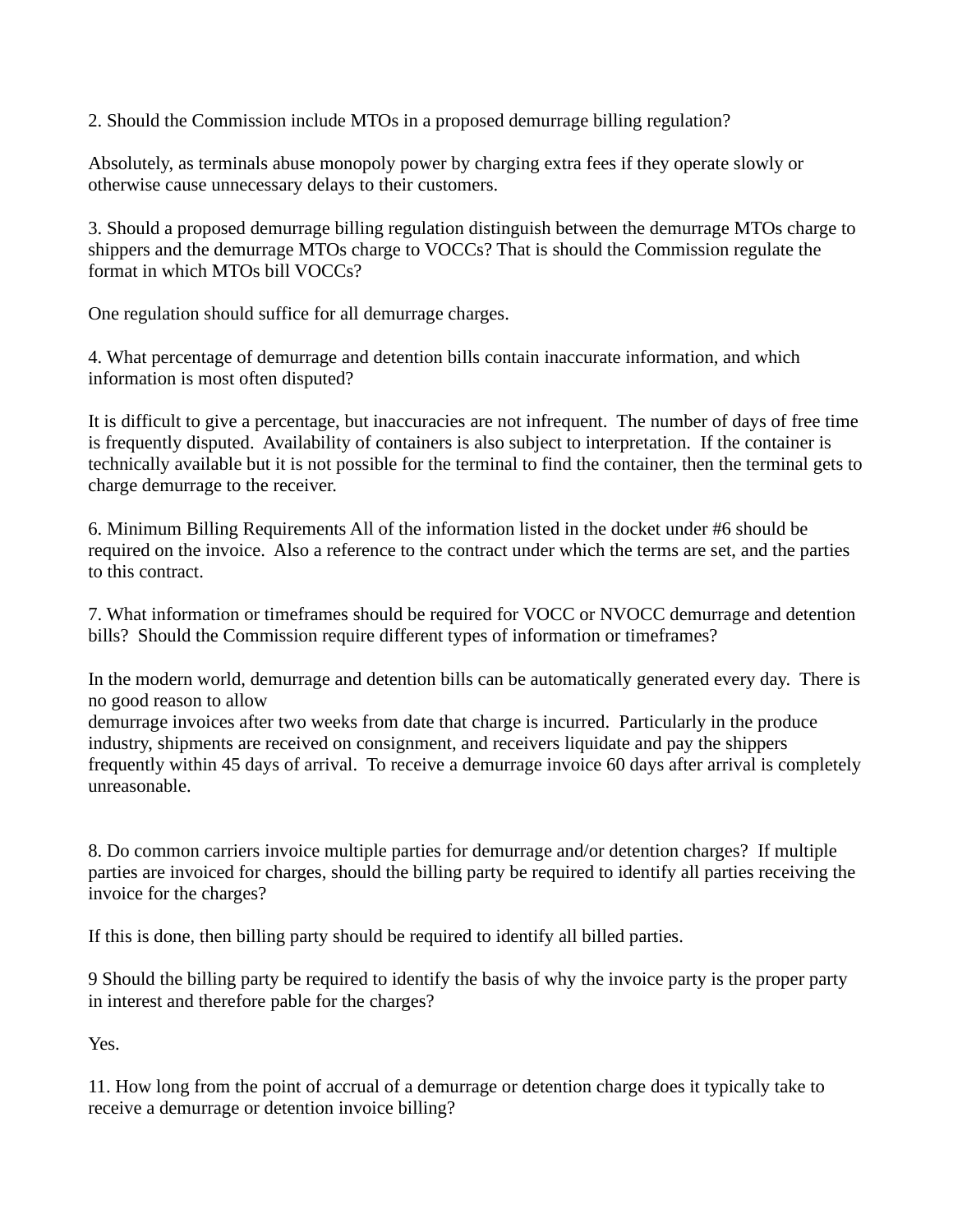2. Should the Commission include MTOs in a proposed demurrage billing regulation?

Absolutely, as terminals abuse monopoly power by charging extra fees if they operate slowly or otherwise cause unnecessary delays to their customers.

3. Should a proposed demurrage billing regulation distinguish between the demurrage MTOs charge to shippers and the demurrage MTOs charge to VOCCs? That is should the Commission regulate the format in which MTOs bill VOCCs?

One regulation should suffice for all demurrage charges.

4. What percentage of demurrage and detention bills contain inaccurate information, and which information is most often disputed?

It is difficult to give a percentage, but inaccuracies are not infrequent. The number of days of free time is frequently disputed. Availability of containers is also subject to interpretation. If the container is technically available but it is not possible for the terminal to find the container, then the terminal gets to charge demurrage to the receiver.

6. Minimum Billing Requirements All of the information listed in the docket under #6 should be required on the invoice. Also a reference to the contract under which the terms are set, and the parties to this contract.

7. What information or timeframes should be required for VOCC or NVOCC demurrage and detention bills? Should the Commission require different types of information or timeframes?

In the modern world, demurrage and detention bills can be automatically generated every day. There is no good reason to allow
demurrage invoices after two weeks from date that charge is incurred. Particularly in the produce industry, shipments are received on consignment, and receivers liquidate and pay the shippers frequently within 45 days of arrival. To receive a demurrage invoice 60 days after arrival is completely unreasonable.

8. Do common carriers invoice multiple parties for demurrage and/or detention charges? If multiple parties are invoiced for charges, should the billing party be required to identify all parties receiving the invoice for the charges?

If this is done, then billing party should be required to identify all billed parties.

9 Should the billing party be required to identify the basis of why the invoice party is the proper party in interest and therefore pable for the charges?

Yes.

11. How long from the point of accrual of a demurrage or detention charge does it typically take to receive a demurrage or detention invoice billing?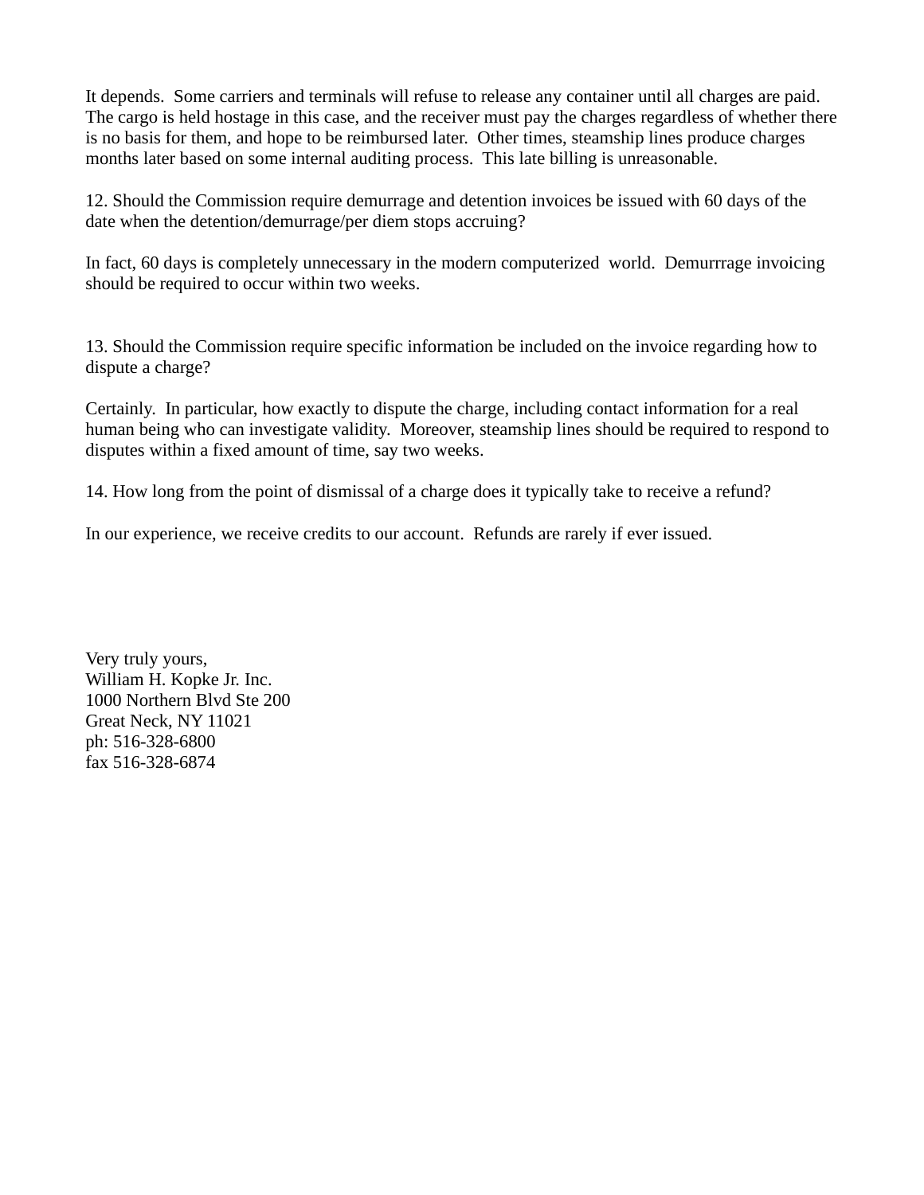It depends. Some carriers and terminals will refuse to release any container until all charges are paid. The cargo is held hostage in this case, and the receiver must pay the charges regardless of whether there is no basis for them, and hope to be reimbursed later. Other times, steamship lines produce charges months later based on some internal auditing process. This late billing is unreasonable.

12. Should the Commission require demurrage and detention invoices be issued with 60 days of the date when the detention/demurrage/per diem stops accruing?

In fact, 60 days is completely unnecessary in the modern computerized world. Demurrrage invoicing should be required to occur within two weeks.

13. Should the Commission require specific information be included on the invoice regarding how to dispute a charge?

Certainly. In particular, how exactly to dispute the charge, including contact information for a real human being who can investigate validity. Moreover, steamship lines should be required to respond to disputes within a fixed amount of time, say two weeks.

14. How long from the point of dismissal of a charge does it typically take to receive a refund?

In our experience, we receive credits to our account. Refunds are rarely if ever issued.

Very truly yours,
William H. Kopke Jr. Inc.
1000 Northern Blvd Ste 200
Great Neck, NY 11021
ph: 516-328-6800
fax 516-328-6874